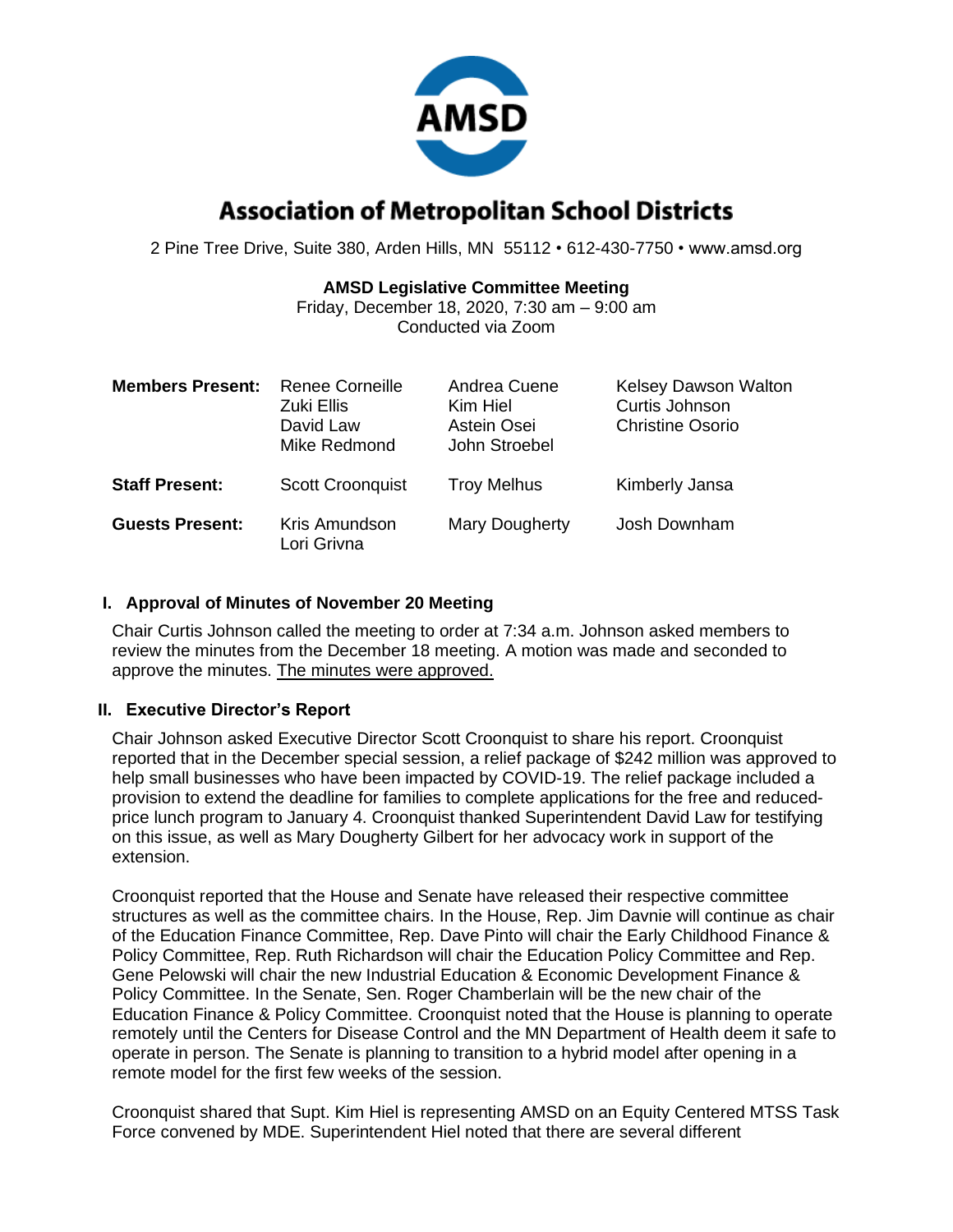# Association of Metropolitan School Districts

2 Pine Tree Drive, Suite 380, Arden Hills, MN 55112 • 612-430-7750 • www.amsd.org

**AMSD Legislative Committee Meeting**
Friday, December 18, 2020, 7:30 am – 9:00 am
Conducted via Zoom

| | | | |
|---|---|---|---|
| **Members Present:** | Renee Corneille<br>Zuki Ellis<br>David Law<br>Mike Redmond | Andrea Cuene<br>Kim Hiel<br>Astein Osei<br>John Stroebel | Kelsey Dawson Walton<br>Curtis Johnson<br>Christine Osorio |
| **Staff Present:** | Scott Croonquist | Troy Melhus | Kimberly Jansa |
| **Guests Present:** | Kris Amundson<br>Lori Grivna | Mary Dougherty | Josh Downham |

## I. Approval of Minutes of November 20 Meeting

Chair Curtis Johnson called the meeting to order at 7:34 a.m. Johnson asked members to review the minutes from the December 18 meeting. A motion was made and seconded to approve the minutes. The minutes were approved.

## II. Executive Director's Report

Chair Johnson asked Executive Director Scott Croonquist to share his report. Croonquist reported that in the December special session, a relief package of $242 million was approved to help small businesses who have been impacted by COVID-19. The relief package included a provision to extend the deadline for families to complete applications for the free and reduced-price lunch program to January 4. Croonquist thanked Superintendent David Law for testifying on this issue, as well as Mary Dougherty Gilbert for her advocacy work in support of the extension.

Croonquist reported that the House and Senate have released their respective committee structures as well as the committee chairs. In the House, Rep. Jim Davnie will continue as chair of the Education Finance Committee, Rep. Dave Pinto will chair the Early Childhood Finance & Policy Committee, Rep. Ruth Richardson will chair the Education Policy Committee and Rep. Gene Pelowski will chair the new Industrial Education & Economic Development Finance & Policy Committee. In the Senate, Sen. Roger Chamberlain will be the new chair of the Education Finance & Policy Committee. Croonquist noted that the House is planning to operate remotely until the Centers for Disease Control and the MN Department of Health deem it safe to operate in person. The Senate is planning to transition to a hybrid model after opening in a remote model for the first few weeks of the session.

Croonquist shared that Supt. Kim Hiel is representing AMSD on an Equity Centered MTSS Task Force convened by MDE. Superintendent Hiel noted that there are several different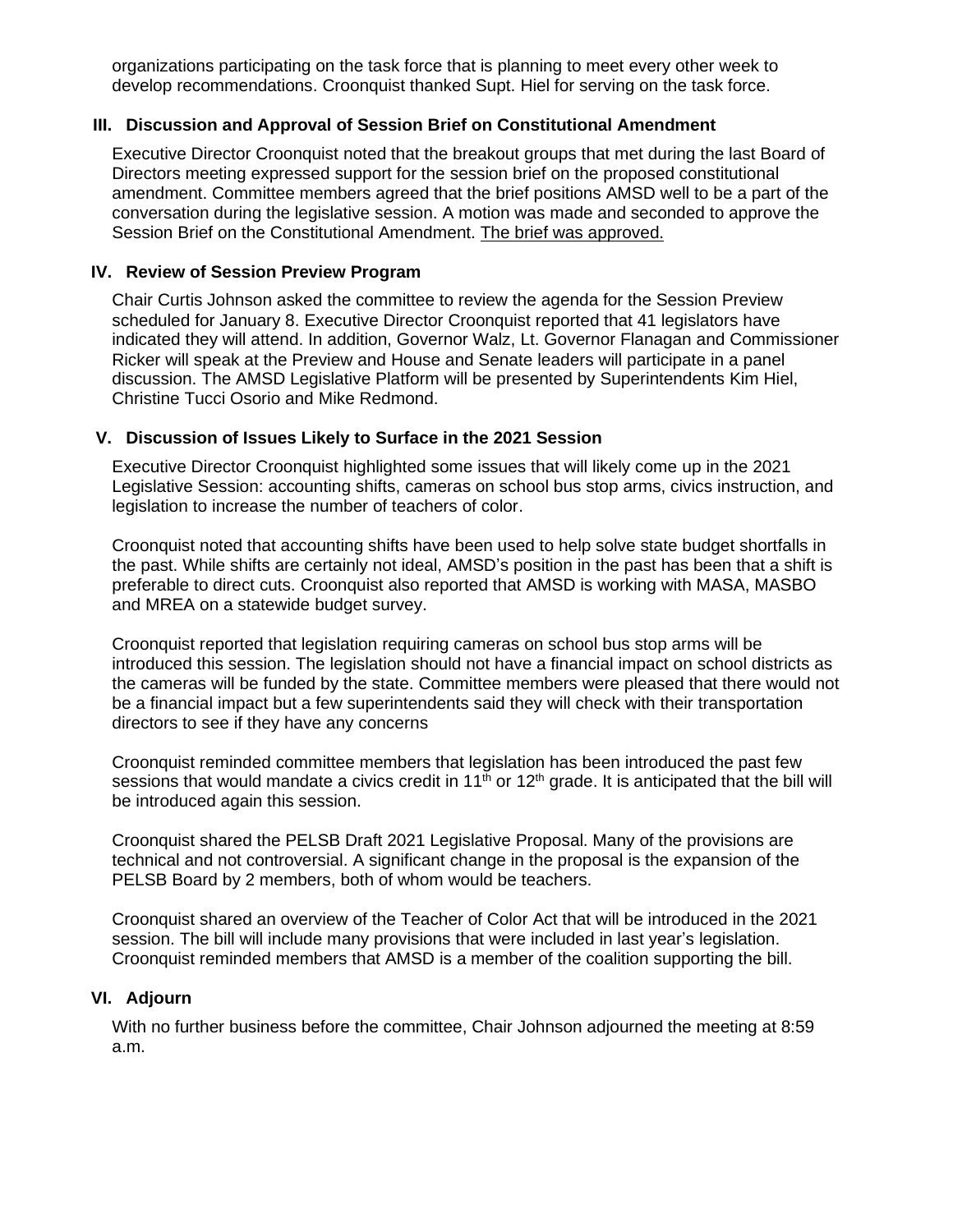organizations participating on the task force that is planning to meet every other week to develop recommendations. Croonquist thanked Supt. Hiel for serving on the task force.

### III. Discussion and Approval of Session Brief on Constitutional Amendment

Executive Director Croonquist noted that the breakout groups that met during the last Board of Directors meeting expressed support for the session brief on the proposed constitutional amendment. Committee members agreed that the brief positions AMSD well to be a part of the conversation during the legislative session. A motion was made and seconded to approve the Session Brief on the Constitutional Amendment. <u>The brief was approved.</u>

### IV. Review of Session Preview Program

Chair Curtis Johnson asked the committee to review the agenda for the Session Preview scheduled for January 8. Executive Director Croonquist reported that 41 legislators have indicated they will attend. In addition, Governor Walz, Lt. Governor Flanagan and Commissioner Ricker will speak at the Preview and House and Senate leaders will participate in a panel discussion. The AMSD Legislative Platform will be presented by Superintendents Kim Hiel, Christine Tucci Osorio and Mike Redmond.

### V. Discussion of Issues Likely to Surface in the 2021 Session

Executive Director Croonquist highlighted some issues that will likely come up in the 2021 Legislative Session: accounting shifts, cameras on school bus stop arms, civics instruction, and legislation to increase the number of teachers of color.

Croonquist noted that accounting shifts have been used to help solve state budget shortfalls in the past. While shifts are certainly not ideal, AMSD's position in the past has been that a shift is preferable to direct cuts. Croonquist also reported that AMSD is working with MASA, MASBO and MREA on a statewide budget survey.

Croonquist reported that legislation requiring cameras on school bus stop arms will be introduced this session. The legislation should not have a financial impact on school districts as the cameras will be funded by the state. Committee members were pleased that there would not be a financial impact but a few superintendents said they will check with their transportation directors to see if they have any concerns

Croonquist reminded committee members that legislation has been introduced the past few sessions that would mandate a civics credit in 11th or 12th grade. It is anticipated that the bill will be introduced again this session.

Croonquist shared the PELSB Draft 2021 Legislative Proposal. Many of the provisions are technical and not controversial. A significant change in the proposal is the expansion of the PELSB Board by 2 members, both of whom would be teachers.

Croonquist shared an overview of the Teacher of Color Act that will be introduced in the 2021 session. The bill will include many provisions that were included in last year's legislation. Croonquist reminded members that AMSD is a member of the coalition supporting the bill.

### VI. Adjourn

With no further business before the committee, Chair Johnson adjourned the meeting at 8:59 a.m.